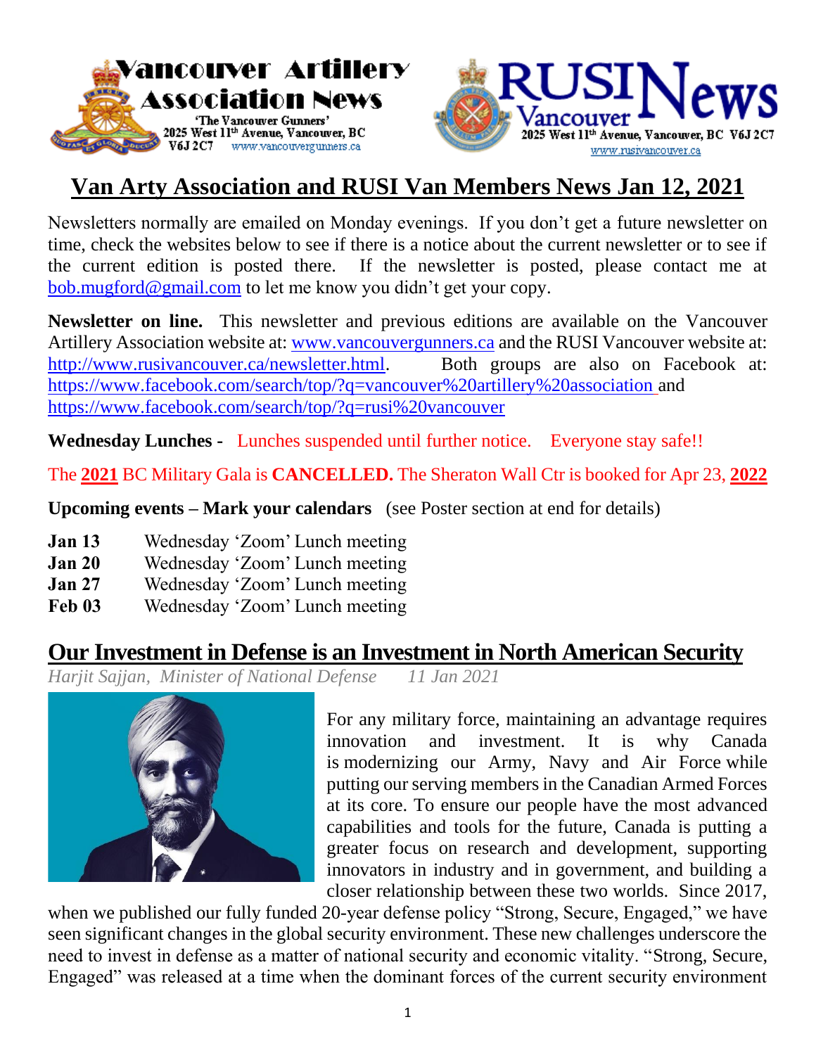**Vancouver Artillery Association News**
'The Vancouver Gunners'
2025 West 11th Avenue, Vancouver, BC V6J 2C7
www.vancouvergunners.ca

**RUSI News Vancouver**
2025 West 11th Avenue, Vancouver, BC V6J 2C7
www.rusivancouver.ca

# Van Arty Association and RUSI Van Members News Jan 12, 2021

Newsletters normally are emailed on Monday evenings. If you don't get a future newsletter on time, check the websites below to see if there is a notice about the current newsletter or to see if the current edition is posted there. If the newsletter is posted, please contact me at bob.mugford@gmail.com to let me know you didn't get your copy.

**Newsletter on line.** This newsletter and previous editions are available on the Vancouver Artillery Association website at: www.vancouvergunners.ca and the RUSI Vancouver website at: http://www.rusivancouver.ca/newsletter.html. Both groups are also on Facebook at: https://www.facebook.com/search/top/?q=vancouver%20artillery%20association and https://www.facebook.com/search/top/?q=rusi%20vancouver

**Wednesday Lunches -** Lunches suspended until further notice. Everyone stay safe!!

The **2021** BC Military Gala is **CANCELLED.** The Sheraton Wall Ctr is booked for Apr 23, **2022**

**Upcoming events – Mark your calendars** (see Poster section at end for details)

**Jan 13** Wednesday 'Zoom' Lunch meeting
**Jan 20** Wednesday 'Zoom' Lunch meeting
**Jan 27** Wednesday 'Zoom' Lunch meeting
**Feb 03** Wednesday 'Zoom' Lunch meeting

## Our Investment in Defense is an Investment in North American Security

*Harjit Sajjan, Minister of National Defense 11 Jan 2021*

For any military force, maintaining an advantage requires innovation and investment. It is why Canada is modernizing our Army, Navy and Air Force while putting our serving members in the Canadian Armed Forces at its core. To ensure our people have the most advanced capabilities and tools for the future, Canada is putting a greater focus on research and development, supporting innovators in industry and in government, and building a closer relationship between these two worlds. Since 2017, when we published our fully funded 20-year defense policy "Strong, Secure, Engaged," we have seen significant changes in the global security environment. These new challenges underscore the need to invest in defense as a matter of national security and economic vitality. "Strong, Secure, Engaged" was released at a time when the dominant forces of the current security environment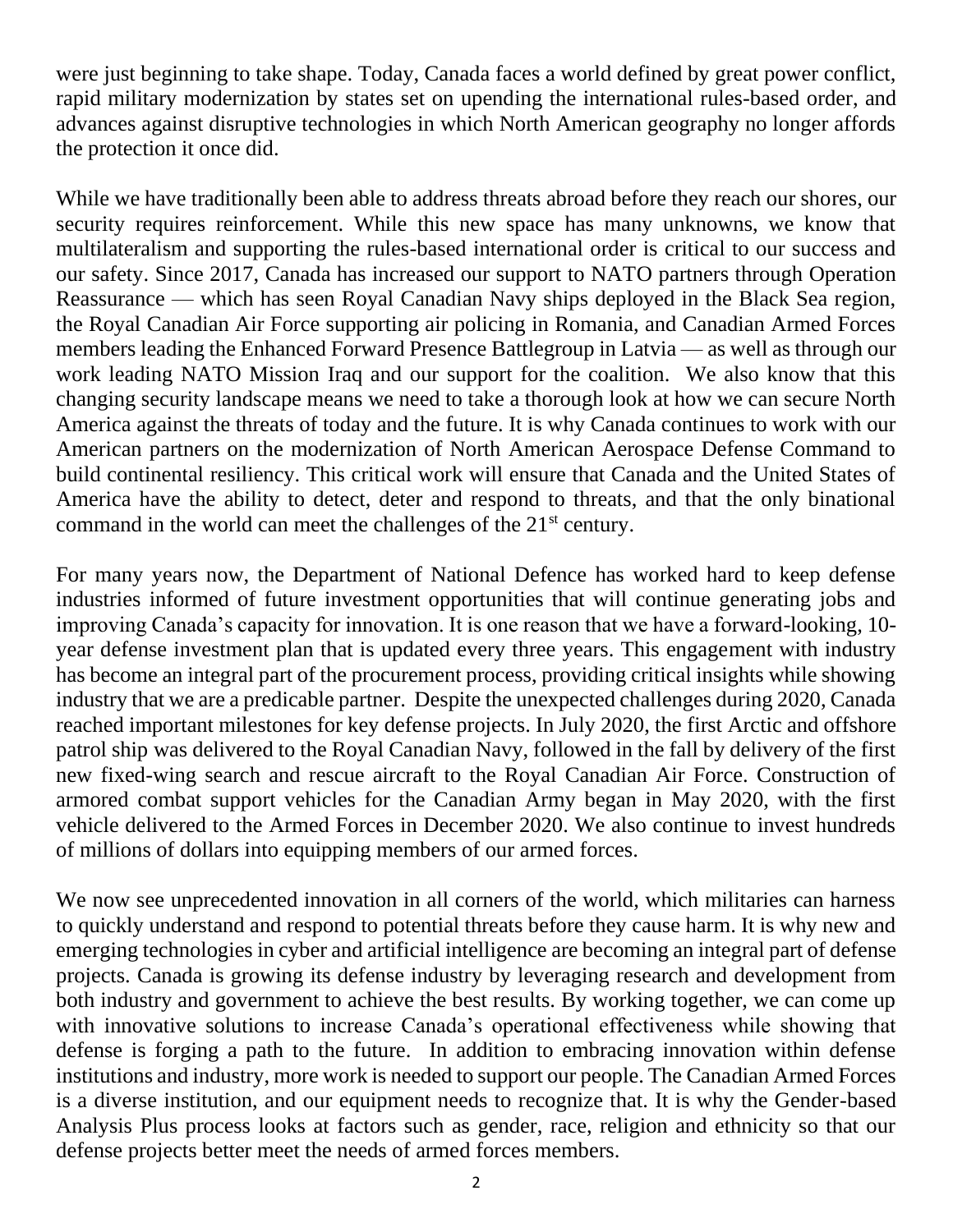were just beginning to take shape. Today, Canada faces a world defined by great power conflict, rapid military modernization by states set on upending the international rules-based order, and advances against disruptive technologies in which North American geography no longer affords the protection it once did.

While we have traditionally been able to address threats abroad before they reach our shores, our security requires reinforcement. While this new space has many unknowns, we know that multilateralism and supporting the rules-based international order is critical to our success and our safety. Since 2017, Canada has increased our support to NATO partners through Operation Reassurance — which has seen Royal Canadian Navy ships deployed in the Black Sea region, the Royal Canadian Air Force supporting air policing in Romania, and Canadian Armed Forces members leading the Enhanced Forward Presence Battlegroup in Latvia — as well as through our work leading NATO Mission Iraq and our support for the coalition. We also know that this changing security landscape means we need to take a thorough look at how we can secure North America against the threats of today and the future. It is why Canada continues to work with our American partners on the modernization of North American Aerospace Defense Command to build continental resiliency. This critical work will ensure that Canada and the United States of America have the ability to detect, deter and respond to threats, and that the only binational command in the world can meet the challenges of the 21st century.

For many years now, the Department of National Defence has worked hard to keep defense industries informed of future investment opportunities that will continue generating jobs and improving Canada's capacity for innovation. It is one reason that we have a forward-looking, 10-year defense investment plan that is updated every three years. This engagement with industry has become an integral part of the procurement process, providing critical insights while showing industry that we are a predicable partner. Despite the unexpected challenges during 2020, Canada reached important milestones for key defense projects. In July 2020, the first Arctic and offshore patrol ship was delivered to the Royal Canadian Navy, followed in the fall by delivery of the first new fixed-wing search and rescue aircraft to the Royal Canadian Air Force. Construction of armored combat support vehicles for the Canadian Army began in May 2020, with the first vehicle delivered to the Armed Forces in December 2020. We also continue to invest hundreds of millions of dollars into equipping members of our armed forces.

We now see unprecedented innovation in all corners of the world, which militaries can harness to quickly understand and respond to potential threats before they cause harm. It is why new and emerging technologies in cyber and artificial intelligence are becoming an integral part of defense projects. Canada is growing its defense industry by leveraging research and development from both industry and government to achieve the best results. By working together, we can come up with innovative solutions to increase Canada's operational effectiveness while showing that defense is forging a path to the future. In addition to embracing innovation within defense institutions and industry, more work is needed to support our people. The Canadian Armed Forces is a diverse institution, and our equipment needs to recognize that. It is why the Gender-based Analysis Plus process looks at factors such as gender, race, religion and ethnicity so that our defense projects better meet the needs of armed forces members.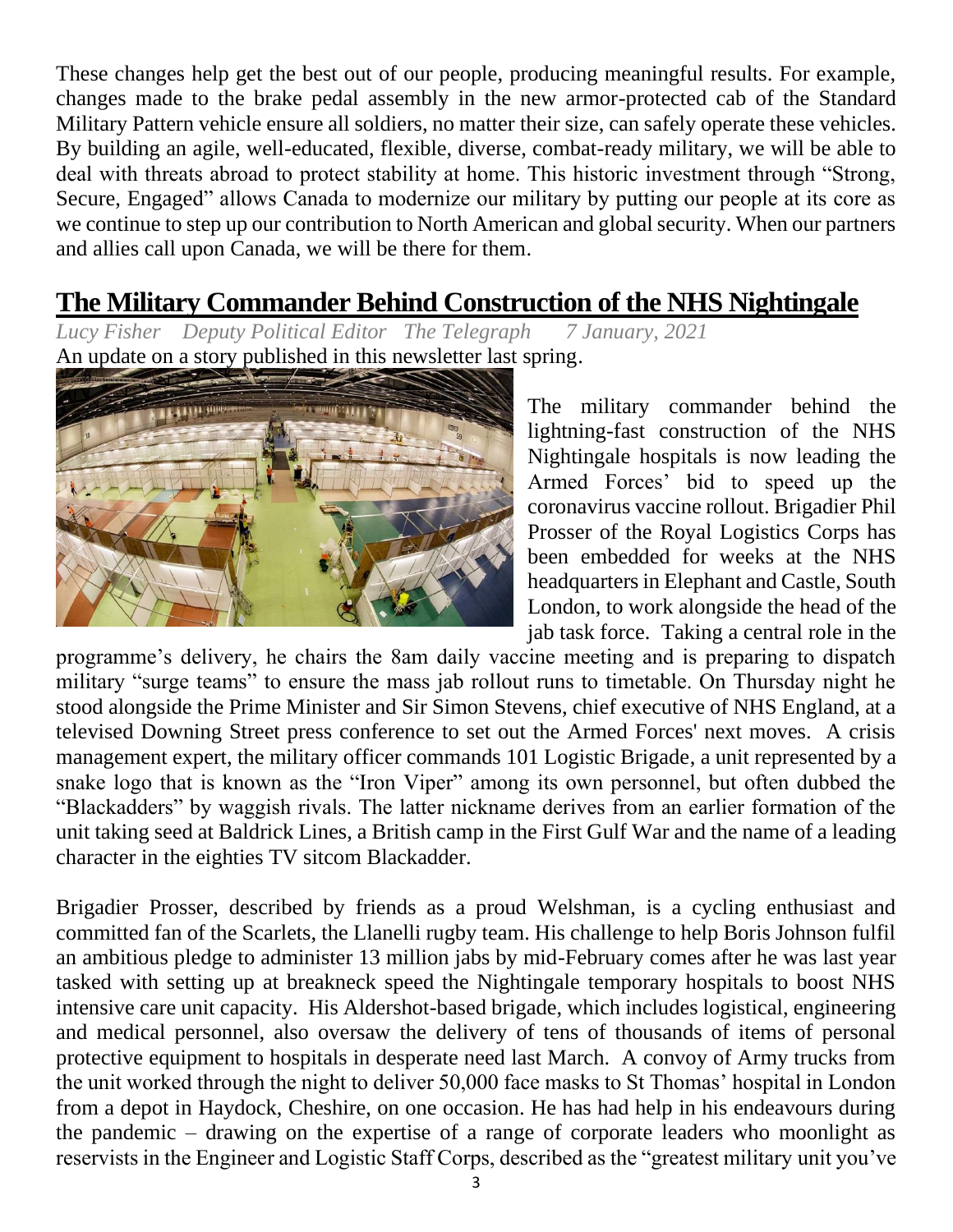These changes help get the best out of our people, producing meaningful results. For example, changes made to the brake pedal assembly in the new armor-protected cab of the Standard Military Pattern vehicle ensure all soldiers, no matter their size, can safely operate these vehicles. By building an agile, well-educated, flexible, diverse, combat-ready military, we will be able to deal with threats abroad to protect stability at home. This historic investment through "Strong, Secure, Engaged" allows Canada to modernize our military by putting our people at its core as we continue to step up our contribution to North American and global security. When our partners and allies call upon Canada, we will be there for them.

## The Military Commander Behind Construction of the NHS Nightingale

*Lucy Fisher Deputy Political Editor The Telegraph 7 January, 2021*

An update on a story published in this newsletter last spring.

The military commander behind the lightning-fast construction of the NHS Nightingale hospitals is now leading the Armed Forces' bid to speed up the coronavirus vaccine rollout. Brigadier Phil Prosser of the Royal Logistics Corps has been embedded for weeks at the NHS headquarters in Elephant and Castle, South London, to work alongside the head of the jab task force. Taking a central role in the programme's delivery, he chairs the 8am daily vaccine meeting and is preparing to dispatch military "surge teams" to ensure the mass jab rollout runs to timetable. On Thursday night he stood alongside the Prime Minister and Sir Simon Stevens, chief executive of NHS England, at a televised Downing Street press conference to set out the Armed Forces' next moves. A crisis management expert, the military officer commands 101 Logistic Brigade, a unit represented by a snake logo that is known as the "Iron Viper" among its own personnel, but often dubbed the "Blackadders" by waggish rivals. The latter nickname derives from an earlier formation of the unit taking seed at Baldrick Lines, a British camp in the First Gulf War and the name of a leading character in the eighties TV sitcom Blackadder.

Brigadier Prosser, described by friends as a proud Welshman, is a cycling enthusiast and committed fan of the Scarlets, the Llanelli rugby team. His challenge to help Boris Johnson fulfil an ambitious pledge to administer 13 million jabs by mid-February comes after he was last year tasked with setting up at breakneck speed the Nightingale temporary hospitals to boost NHS intensive care unit capacity. His Aldershot-based brigade, which includes logistical, engineering and medical personnel, also oversaw the delivery of tens of thousands of items of personal protective equipment to hospitals in desperate need last March. A convoy of Army trucks from the unit worked through the night to deliver 50,000 face masks to St Thomas' hospital in London from a depot in Haydock, Cheshire, on one occasion. He has had help in his endeavours during the pandemic – drawing on the expertise of a range of corporate leaders who moonlight as reservists in the Engineer and Logistic Staff Corps, described as the "greatest military unit you've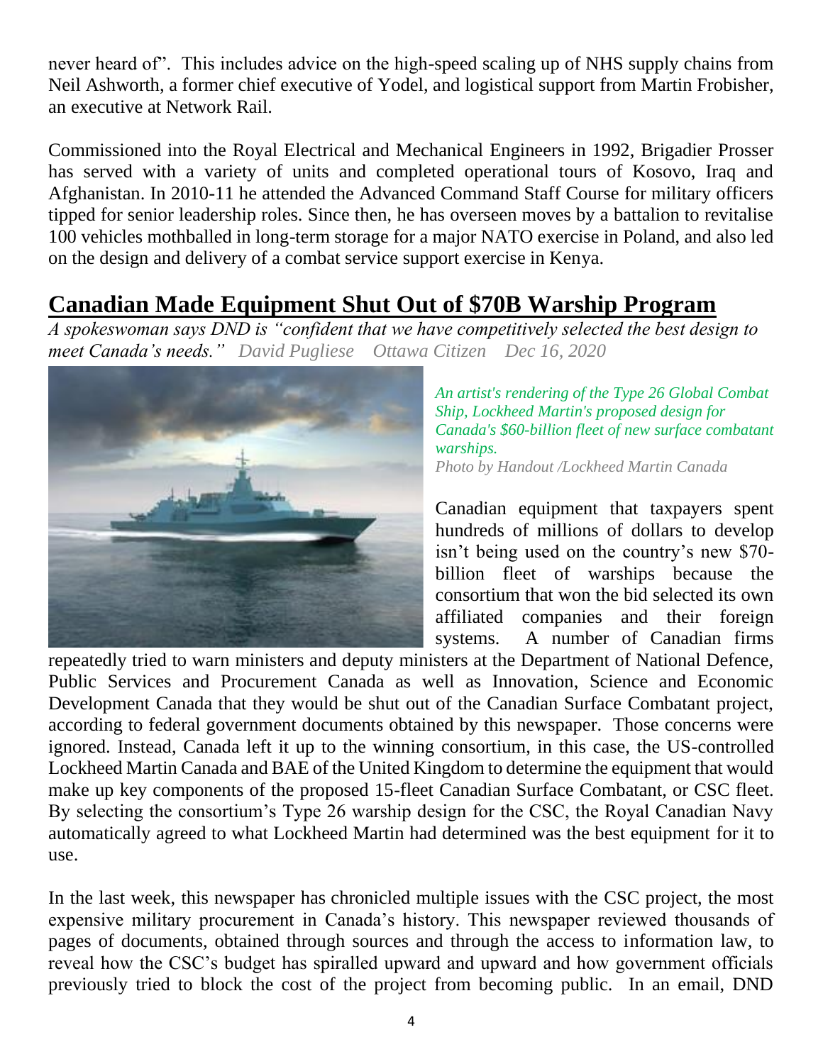never heard of". This includes advice on the high-speed scaling up of NHS supply chains from Neil Ashworth, a former chief executive of Yodel, and logistical support from Martin Frobisher, an executive at Network Rail.

Commissioned into the Royal Electrical and Mechanical Engineers in 1992, Brigadier Prosser has served with a variety of units and completed operational tours of Kosovo, Iraq and Afghanistan. In 2010-11 he attended the Advanced Command Staff Course for military officers tipped for senior leadership roles. Since then, he has overseen moves by a battalion to revitalise 100 vehicles mothballed in long-term storage for a major NATO exercise in Poland, and also led on the design and delivery of a combat service support exercise in Kenya.

## Canadian Made Equipment Shut Out of $70B Warship Program

*A spokeswoman says DND is "confident that we have competitively selected the best design to meet Canada's needs." David Pugliese Ottawa Citizen Dec 16, 2020*

*An artist's rendering of the Type 26 Global Combat Ship, Lockheed Martin's proposed design for Canada's $60-billion fleet of new surface combatant warships.*
*Photo by Handout /Lockheed Martin Canada*

Canadian equipment that taxpayers spent hundreds of millions of dollars to develop isn't being used on the country's new $70-billion fleet of warships because the consortium that won the bid selected its own affiliated companies and their foreign systems. A number of Canadian firms repeatedly tried to warn ministers and deputy ministers at the Department of National Defence, Public Services and Procurement Canada as well as Innovation, Science and Economic Development Canada that they would be shut out of the Canadian Surface Combatant project, according to federal government documents obtained by this newspaper. Those concerns were ignored. Instead, Canada left it up to the winning consortium, in this case, the US-controlled Lockheed Martin Canada and BAE of the United Kingdom to determine the equipment that would make up key components of the proposed 15-fleet Canadian Surface Combatant, or CSC fleet. By selecting the consortium's Type 26 warship design for the CSC, the Royal Canadian Navy automatically agreed to what Lockheed Martin had determined was the best equipment for it to use.

In the last week, this newspaper has chronicled multiple issues with the CSC project, the most expensive military procurement in Canada's history. This newspaper reviewed thousands of pages of documents, obtained through sources and through the access to information law, to reveal how the CSC's budget has spiralled upward and upward and how government officials previously tried to block the cost of the project from becoming public. In an email, DND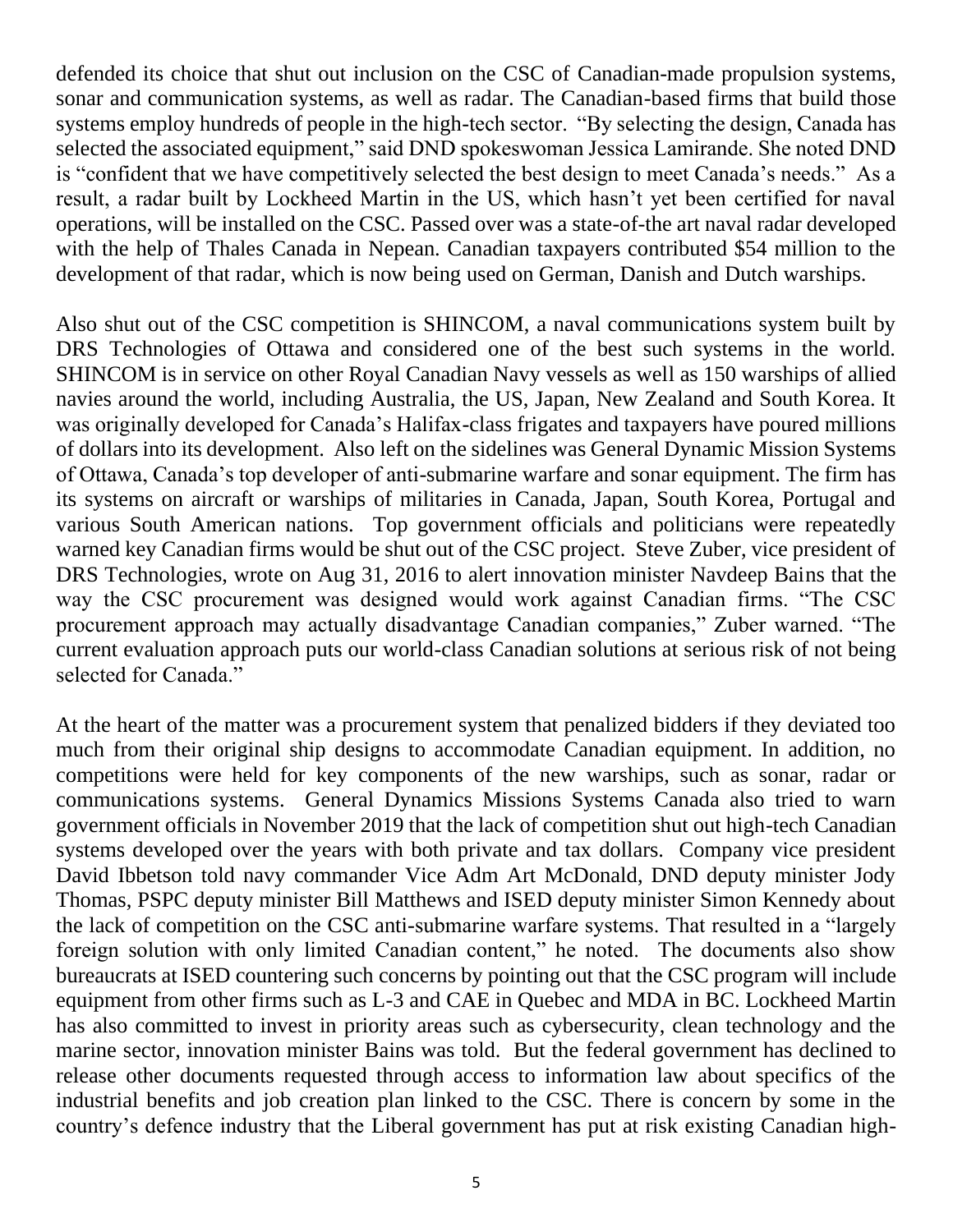defended its choice that shut out inclusion on the CSC of Canadian-made propulsion systems, sonar and communication systems, as well as radar. The Canadian-based firms that build those systems employ hundreds of people in the high-tech sector. "By selecting the design, Canada has selected the associated equipment," said DND spokeswoman Jessica Lamirande. She noted DND is "confident that we have competitively selected the best design to meet Canada's needs." As a result, a radar built by Lockheed Martin in the US, which hasn't yet been certified for naval operations, will be installed on the CSC. Passed over was a state-of-the art naval radar developed with the help of Thales Canada in Nepean. Canadian taxpayers contributed $54 million to the development of that radar, which is now being used on German, Danish and Dutch warships.

Also shut out of the CSC competition is SHINCOM, a naval communications system built by DRS Technologies of Ottawa and considered one of the best such systems in the world. SHINCOM is in service on other Royal Canadian Navy vessels as well as 150 warships of allied navies around the world, including Australia, the US, Japan, New Zealand and South Korea. It was originally developed for Canada's Halifax-class frigates and taxpayers have poured millions of dollars into its development. Also left on the sidelines was General Dynamic Mission Systems of Ottawa, Canada's top developer of anti-submarine warfare and sonar equipment. The firm has its systems on aircraft or warships of militaries in Canada, Japan, South Korea, Portugal and various South American nations. Top government officials and politicians were repeatedly warned key Canadian firms would be shut out of the CSC project. Steve Zuber, vice president of DRS Technologies, wrote on Aug 31, 2016 to alert innovation minister Navdeep Bains that the way the CSC procurement was designed would work against Canadian firms. "The CSC procurement approach may actually disadvantage Canadian companies," Zuber warned. "The current evaluation approach puts our world-class Canadian solutions at serious risk of not being selected for Canada."

At the heart of the matter was a procurement system that penalized bidders if they deviated too much from their original ship designs to accommodate Canadian equipment. In addition, no competitions were held for key components of the new warships, such as sonar, radar or communications systems. General Dynamics Missions Systems Canada also tried to warn government officials in November 2019 that the lack of competition shut out high-tech Canadian systems developed over the years with both private and tax dollars. Company vice president David Ibbetson told navy commander Vice Adm Art McDonald, DND deputy minister Jody Thomas, PSPC deputy minister Bill Matthews and ISED deputy minister Simon Kennedy about the lack of competition on the CSC anti-submarine warfare systems. That resulted in a "largely foreign solution with only limited Canadian content," he noted. The documents also show bureaucrats at ISED countering such concerns by pointing out that the CSC program will include equipment from other firms such as L-3 and CAE in Quebec and MDA in BC. Lockheed Martin has also committed to invest in priority areas such as cybersecurity, clean technology and the marine sector, innovation minister Bains was told. But the federal government has declined to release other documents requested through access to information law about specifics of the industrial benefits and job creation plan linked to the CSC. There is concern by some in the country's defence industry that the Liberal government has put at risk existing Canadian high-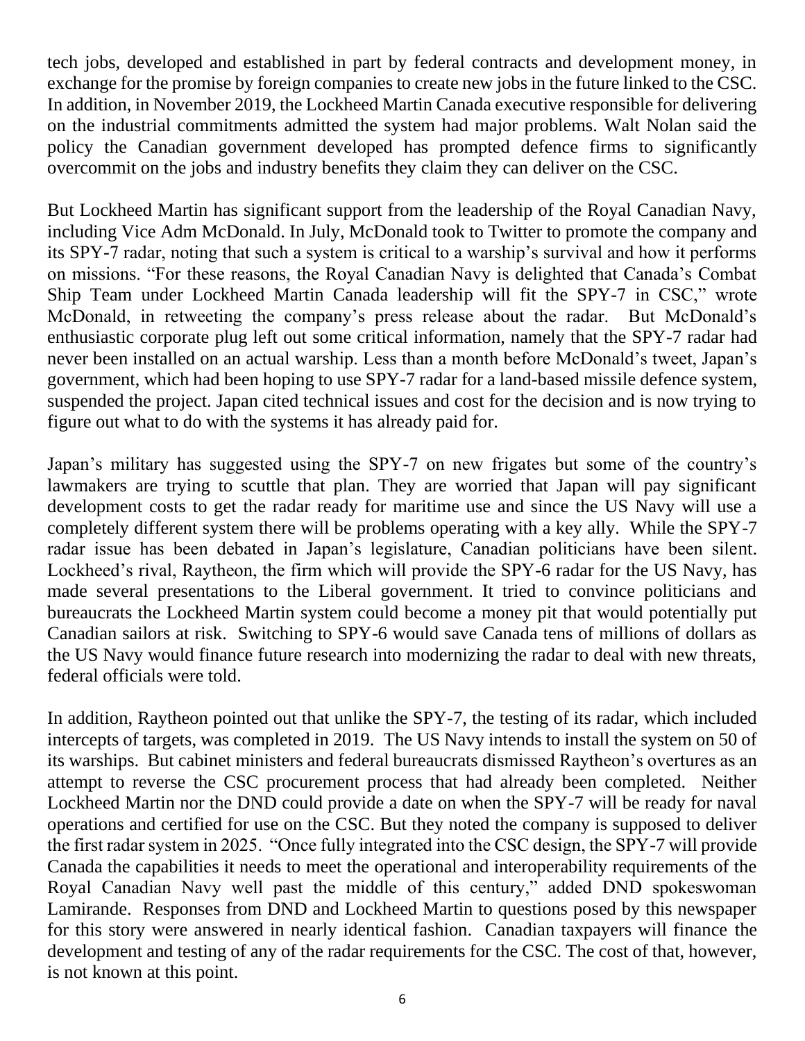tech jobs, developed and established in part by federal contracts and development money, in exchange for the promise by foreign companies to create new jobs in the future linked to the CSC. In addition, in November 2019, the Lockheed Martin Canada executive responsible for delivering on the industrial commitments admitted the system had major problems. Walt Nolan said the policy the Canadian government developed has prompted defence firms to significantly overcommit on the jobs and industry benefits they claim they can deliver on the CSC.

But Lockheed Martin has significant support from the leadership of the Royal Canadian Navy, including Vice Adm McDonald. In July, McDonald took to Twitter to promote the company and its SPY-7 radar, noting that such a system is critical to a warship's survival and how it performs on missions. "For these reasons, the Royal Canadian Navy is delighted that Canada's Combat Ship Team under Lockheed Martin Canada leadership will fit the SPY-7 in CSC," wrote McDonald, in retweeting the company's press release about the radar. But McDonald's enthusiastic corporate plug left out some critical information, namely that the SPY-7 radar had never been installed on an actual warship. Less than a month before McDonald's tweet, Japan's government, which had been hoping to use SPY-7 radar for a land-based missile defence system, suspended the project. Japan cited technical issues and cost for the decision and is now trying to figure out what to do with the systems it has already paid for.

Japan's military has suggested using the SPY-7 on new frigates but some of the country's lawmakers are trying to scuttle that plan. They are worried that Japan will pay significant development costs to get the radar ready for maritime use and since the US Navy will use a completely different system there will be problems operating with a key ally. While the SPY-7 radar issue has been debated in Japan's legislature, Canadian politicians have been silent. Lockheed's rival, Raytheon, the firm which will provide the SPY-6 radar for the US Navy, has made several presentations to the Liberal government. It tried to convince politicians and bureaucrats the Lockheed Martin system could become a money pit that would potentially put Canadian sailors at risk. Switching to SPY-6 would save Canada tens of millions of dollars as the US Navy would finance future research into modernizing the radar to deal with new threats, federal officials were told.

In addition, Raytheon pointed out that unlike the SPY-7, the testing of its radar, which included intercepts of targets, was completed in 2019. The US Navy intends to install the system on 50 of its warships. But cabinet ministers and federal bureaucrats dismissed Raytheon's overtures as an attempt to reverse the CSC procurement process that had already been completed. Neither Lockheed Martin nor the DND could provide a date on when the SPY-7 will be ready for naval operations and certified for use on the CSC. But they noted the company is supposed to deliver the first radar system in 2025. "Once fully integrated into the CSC design, the SPY-7 will provide Canada the capabilities it needs to meet the operational and interoperability requirements of the Royal Canadian Navy well past the middle of this century," added DND spokeswoman Lamirande. Responses from DND and Lockheed Martin to questions posed by this newspaper for this story were answered in nearly identical fashion. Canadian taxpayers will finance the development and testing of any of the radar requirements for the CSC. The cost of that, however, is not known at this point.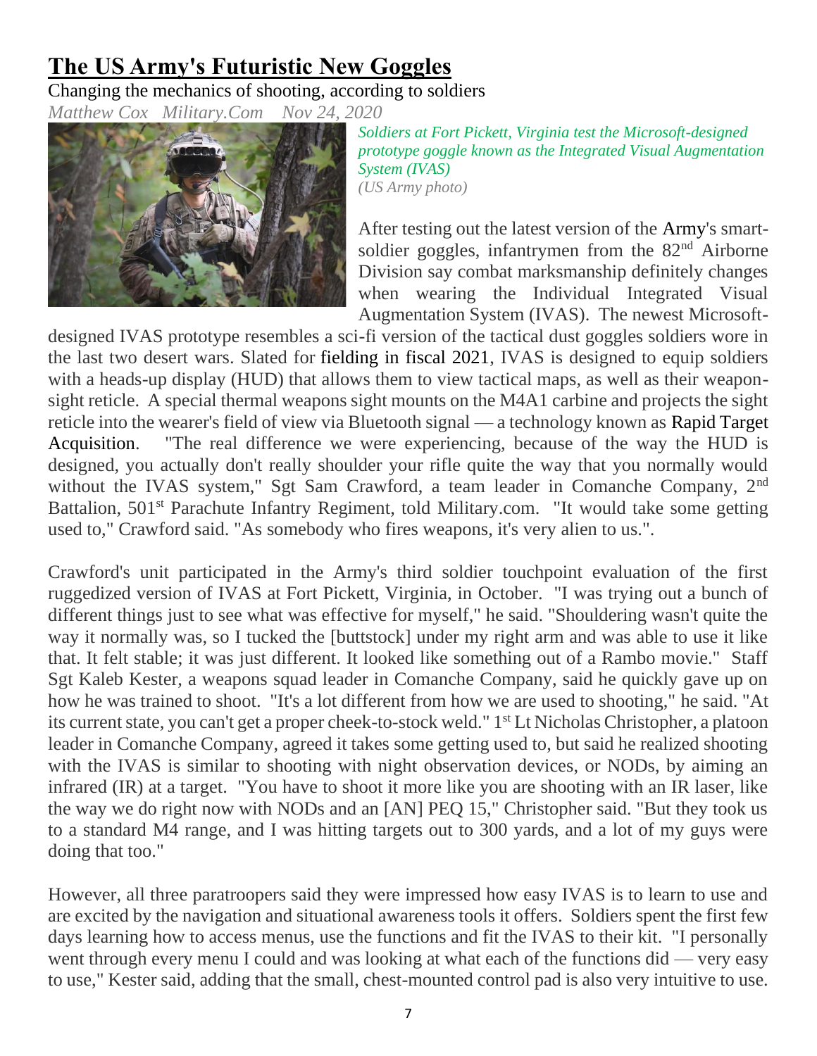# The US Army's Futuristic New Goggles

Changing the mechanics of shooting, according to soldiers

*Matthew Cox Military.Com Nov 24, 2020*

*Soldiers at Fort Pickett, Virginia test the Microsoft-designed prototype goggle known as the Integrated Visual Augmentation System (IVAS)*
*(US Army photo)*

After testing out the latest version of the Army's smart-soldier goggles, infantrymen from the 82nd Airborne Division say combat marksmanship definitely changes when wearing the Individual Integrated Visual Augmentation System (IVAS). The newest Microsoft-designed IVAS prototype resembles a sci-fi version of the tactical dust goggles soldiers wore in the last two desert wars. Slated for fielding in fiscal 2021, IVAS is designed to equip soldiers with a heads-up display (HUD) that allows them to view tactical maps, as well as their weapon-sight reticle. A special thermal weapons sight mounts on the M4A1 carbine and projects the sight reticle into the wearer's field of view via Bluetooth signal — a technology known as Rapid Target Acquisition. "The real difference we were experiencing, because of the way the HUD is designed, you actually don't really shoulder your rifle quite the way that you normally would without the IVAS system," Sgt Sam Crawford, a team leader in Comanche Company, 2nd Battalion, 501st Parachute Infantry Regiment, told Military.com. "It would take some getting used to," Crawford said. "As somebody who fires weapons, it's very alien to us.".

Crawford's unit participated in the Army's third soldier touchpoint evaluation of the first ruggedized version of IVAS at Fort Pickett, Virginia, in October. "I was trying out a bunch of different things just to see what was effective for myself," he said. "Shouldering wasn't quite the way it normally was, so I tucked the [buttstock] under my right arm and was able to use it like that. It felt stable; it was just different. It looked like something out of a Rambo movie." Staff Sgt Kaleb Kester, a weapons squad leader in Comanche Company, said he quickly gave up on how he was trained to shoot. "It's a lot different from how we are used to shooting," he said. "At its current state, you can't get a proper cheek-to-stock weld." 1st Lt Nicholas Christopher, a platoon leader in Comanche Company, agreed it takes some getting used to, but said he realized shooting with the IVAS is similar to shooting with night observation devices, or NODs, by aiming an infrared (IR) at a target. "You have to shoot it more like you are shooting with an IR laser, like the way we do right now with NODs and an [AN] PEQ 15," Christopher said. "But they took us to a standard M4 range, and I was hitting targets out to 300 yards, and a lot of my guys were doing that too."

However, all three paratroopers said they were impressed how easy IVAS is to learn to use and are excited by the navigation and situational awareness tools it offers. Soldiers spent the first few days learning how to access menus, use the functions and fit the IVAS to their kit. "I personally went through every menu I could and was looking at what each of the functions did — very easy to use," Kester said, adding that the small, chest-mounted control pad is also very intuitive to use.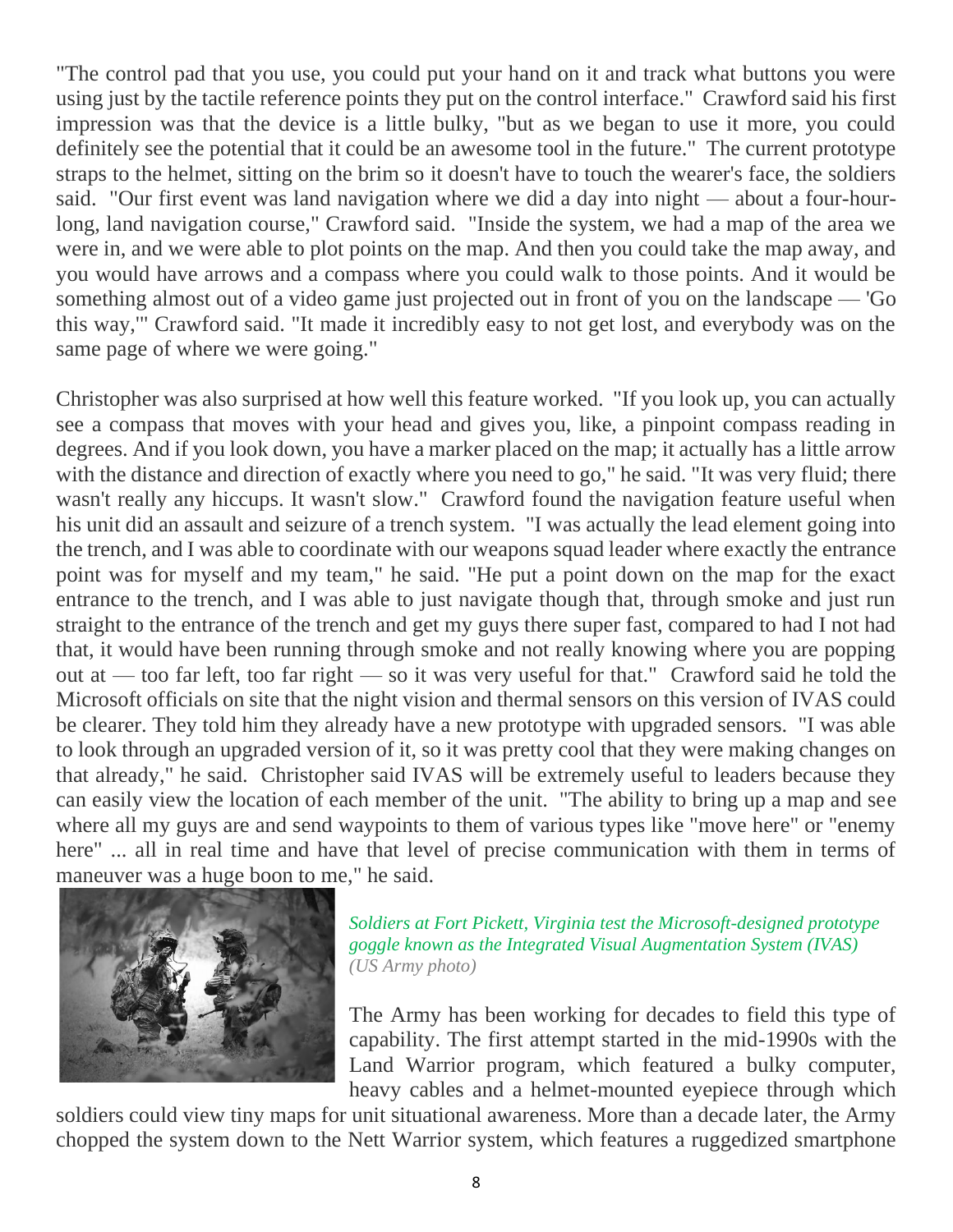"The control pad that you use, you could put your hand on it and track what buttons you were using just by the tactile reference points they put on the control interface." Crawford said his first impression was that the device is a little bulky, "but as we began to use it more, you could definitely see the potential that it could be an awesome tool in the future." The current prototype straps to the helmet, sitting on the brim so it doesn't have to touch the wearer's face, the soldiers said. "Our first event was land navigation where we did a day into night — about a four-hour-long, land navigation course," Crawford said. "Inside the system, we had a map of the area we were in, and we were able to plot points on the map. And then you could take the map away, and you would have arrows and a compass where you could walk to those points. And it would be something almost out of a video game just projected out in front of you on the landscape — 'Go this way,'" Crawford said. "It made it incredibly easy to not get lost, and everybody was on the same page of where we were going."

Christopher was also surprised at how well this feature worked. "If you look up, you can actually see a compass that moves with your head and gives you, like, a pinpoint compass reading in degrees. And if you look down, you have a marker placed on the map; it actually has a little arrow with the distance and direction of exactly where you need to go," he said. "It was very fluid; there wasn't really any hiccups. It wasn't slow." Crawford found the navigation feature useful when his unit did an assault and seizure of a trench system. "I was actually the lead element going into the trench, and I was able to coordinate with our weapons squad leader where exactly the entrance point was for myself and my team," he said. "He put a point down on the map for the exact entrance to the trench, and I was able to just navigate though that, through smoke and just run straight to the entrance of the trench and get my guys there super fast, compared to had I not had that, it would have been running through smoke and not really knowing where you are popping out at — too far left, too far right — so it was very useful for that." Crawford said he told the Microsoft officials on site that the night vision and thermal sensors on this version of IVAS could be clearer. They told him they already have a new prototype with upgraded sensors. "I was able to look through an upgraded version of it, so it was pretty cool that they were making changes on that already," he said. Christopher said IVAS will be extremely useful to leaders because they can easily view the location of each member of the unit. "The ability to bring up a map and see where all my guys are and send waypoints to them of various types like "move here" or "enemy here" ... all in real time and have that level of precise communication with them in terms of maneuver was a huge boon to me," he said.

*Soldiers at Fort Pickett, Virginia test the Microsoft-designed prototype goggle known as the Integrated Visual Augmentation System (IVAS) (US Army photo)*

The Army has been working for decades to field this type of capability. The first attempt started in the mid-1990s with the Land Warrior program, which featured a bulky computer, heavy cables and a helmet-mounted eyepiece through which soldiers could view tiny maps for unit situational awareness. More than a decade later, the Army chopped the system down to the Nett Warrior system, which features a ruggedized smartphone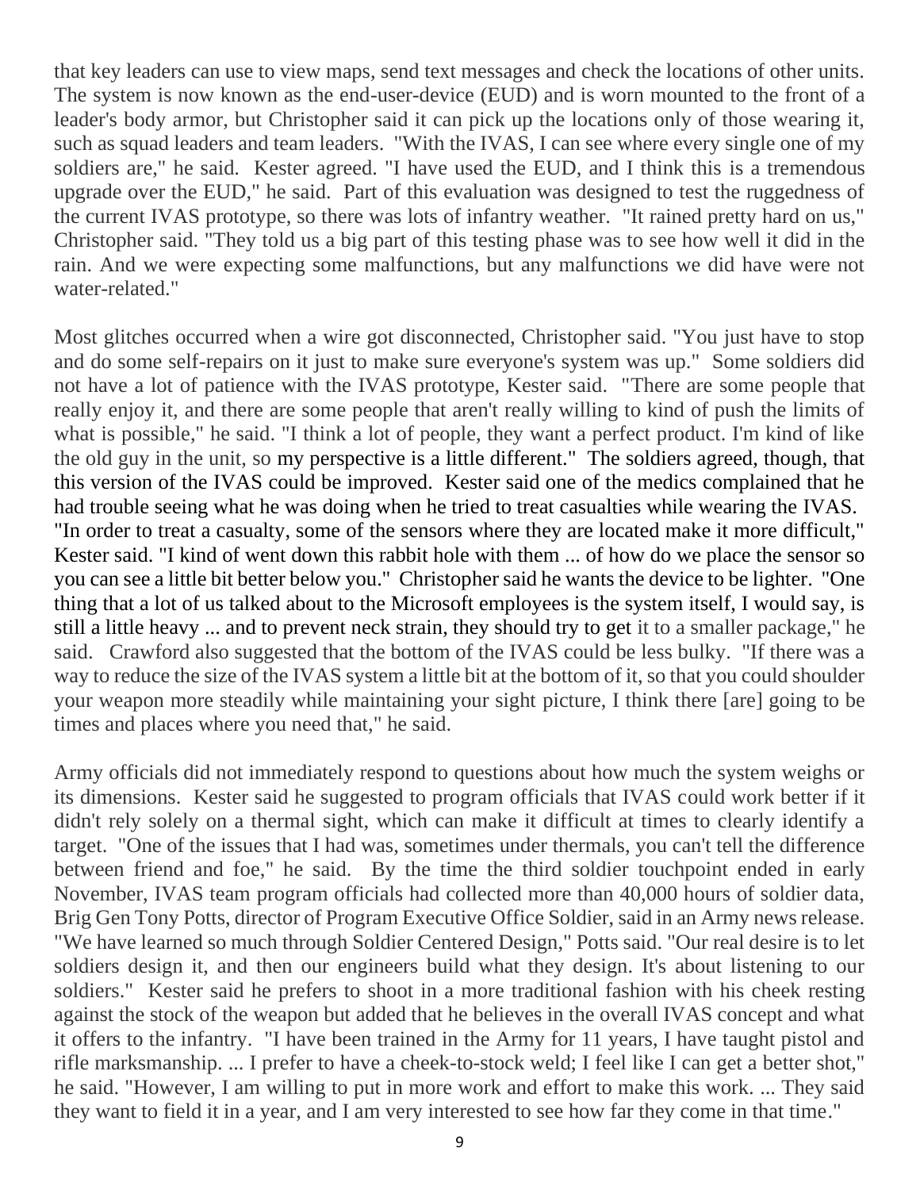that key leaders can use to view maps, send text messages and check the locations of other units. The system is now known as the end-user-device (EUD) and is worn mounted to the front of a leader's body armor, but Christopher said it can pick up the locations only of those wearing it, such as squad leaders and team leaders. "With the IVAS, I can see where every single one of my soldiers are," he said. Kester agreed. "I have used the EUD, and I think this is a tremendous upgrade over the EUD," he said. Part of this evaluation was designed to test the ruggedness of the current IVAS prototype, so there was lots of infantry weather. "It rained pretty hard on us," Christopher said. "They told us a big part of this testing phase was to see how well it did in the rain. And we were expecting some malfunctions, but any malfunctions we did have were not water-related."

Most glitches occurred when a wire got disconnected, Christopher said. "You just have to stop and do some self-repairs on it just to make sure everyone's system was up." Some soldiers did not have a lot of patience with the IVAS prototype, Kester said. "There are some people that really enjoy it, and there are some people that aren't really willing to kind of push the limits of what is possible," he said. "I think a lot of people, they want a perfect product. I'm kind of like the old guy in the unit, so my perspective is a little different." The soldiers agreed, though, that this version of the IVAS could be improved. Kester said one of the medics complained that he had trouble seeing what he was doing when he tried to treat casualties while wearing the IVAS. "In order to treat a casualty, some of the sensors where they are located make it more difficult," Kester said. "I kind of went down this rabbit hole with them ... of how do we place the sensor so you can see a little bit better below you." Christopher said he wants the device to be lighter. "One thing that a lot of us talked about to the Microsoft employees is the system itself, I would say, is still a little heavy ... and to prevent neck strain, they should try to get it to a smaller package," he said. Crawford also suggested that the bottom of the IVAS could be less bulky. "If there was a way to reduce the size of the IVAS system a little bit at the bottom of it, so that you could shoulder your weapon more steadily while maintaining your sight picture, I think there [are] going to be times and places where you need that," he said.

Army officials did not immediately respond to questions about how much the system weighs or its dimensions. Kester said he suggested to program officials that IVAS could work better if it didn't rely solely on a thermal sight, which can make it difficult at times to clearly identify a target. "One of the issues that I had was, sometimes under thermals, you can't tell the difference between friend and foe," he said. By the time the third soldier touchpoint ended in early November, IVAS team program officials had collected more than 40,000 hours of soldier data, Brig Gen Tony Potts, director of Program Executive Office Soldier, said in an Army news release. "We have learned so much through Soldier Centered Design," Potts said. "Our real desire is to let soldiers design it, and then our engineers build what they design. It's about listening to our soldiers." Kester said he prefers to shoot in a more traditional fashion with his cheek resting against the stock of the weapon but added that he believes in the overall IVAS concept and what it offers to the infantry. "I have been trained in the Army for 11 years, I have taught pistol and rifle marksmanship. ... I prefer to have a cheek-to-stock weld; I feel like I can get a better shot," he said. "However, I am willing to put in more work and effort to make this work. ... They said they want to field it in a year, and I am very interested to see how far they come in that time."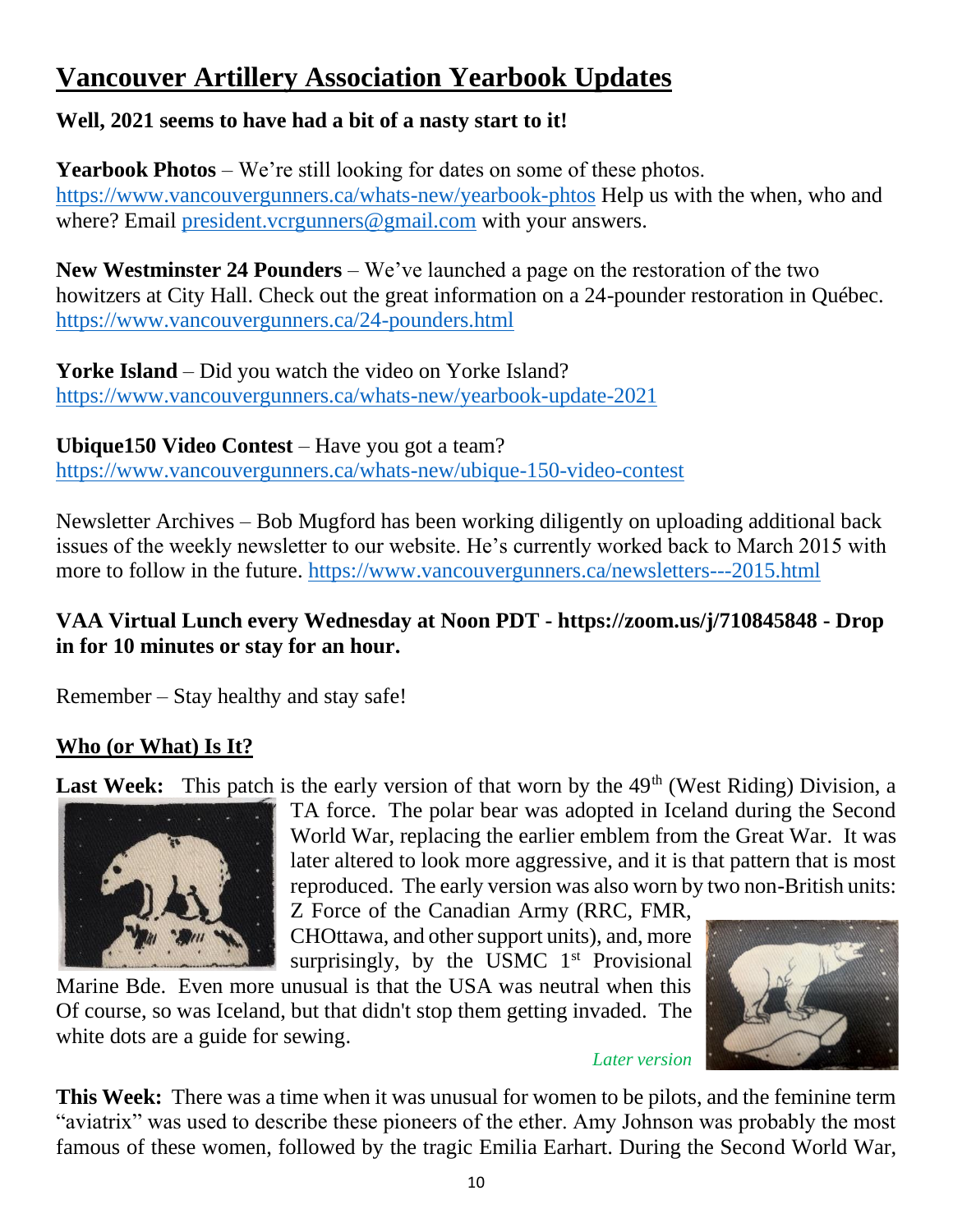# Vancouver Artillery Association Yearbook Updates

**Well, 2021 seems to have had a bit of a nasty start to it!**

**Yearbook Photos** – We're still looking for dates on some of these photos. https://www.vancouvergunners.ca/whats-new/yearbook-phtos Help us with the when, who and where? Email president.vcrgunners@gmail.com with your answers.

**New Westminster 24 Pounders** – We've launched a page on the restoration of the two howitzers at City Hall. Check out the great information on a 24-pounder restoration in Québec. https://www.vancouvergunners.ca/24-pounders.html

**Yorke Island** – Did you watch the video on Yorke Island? https://www.vancouvergunners.ca/whats-new/yearbook-update-2021

**Ubique150 Video Contest** – Have you got a team? https://www.vancouvergunners.ca/whats-new/ubique-150-video-contest

Newsletter Archives – Bob Mugford has been working diligently on uploading additional back issues of the weekly newsletter to our website. He's currently worked back to March 2015 with more to follow in the future. https://www.vancouvergunners.ca/newsletters---2015.html

**VAA Virtual Lunch every Wednesday at Noon PDT - https://zoom.us/j/710845848 - Drop in for 10 minutes or stay for an hour.**

Remember – Stay healthy and stay safe!

## Who (or What) Is It?

**Last Week:** This patch is the early version of that worn by the 49th (West Riding) Division, a TA force. The polar bear was adopted in Iceland during the Second World War, replacing the earlier emblem from the Great War. It was later altered to look more aggressive, and it is that pattern that is most reproduced. The early version was also worn by two non-British units: Z Force of the Canadian Army (RRC, FMR, CHOttawa, and other support units), and, more surprisingly, by the USMC 1st Provisional Marine Bde. Even more unusual is that the USA was neutral when this Of course, so was Iceland, but that didn't stop them getting invaded. The white dots are a guide for sewing.

*Later version*

**This Week:** There was a time when it was unusual for women to be pilots, and the feminine term "aviatrix" was used to describe these pioneers of the ether. Amy Johnson was probably the most famous of these women, followed by the tragic Emilia Earhart. During the Second World War,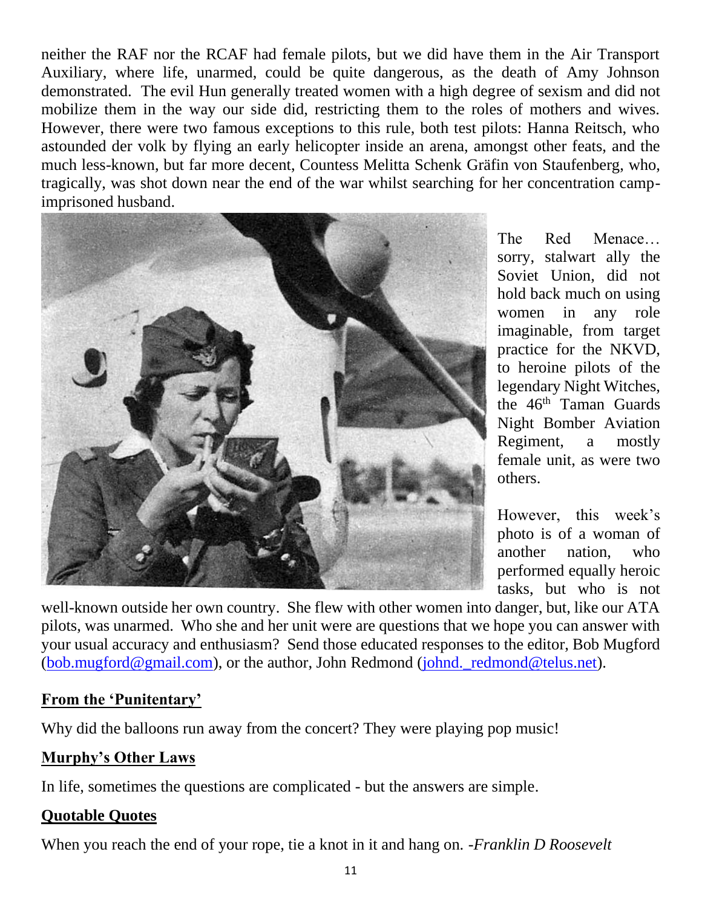neither the RAF nor the RCAF had female pilots, but we did have them in the Air Transport Auxiliary, where life, unarmed, could be quite dangerous, as the death of Amy Johnson demonstrated. The evil Hun generally treated women with a high degree of sexism and did not mobilize them in the way our side did, restricting them to the roles of mothers and wives. However, there were two famous exceptions to this rule, both test pilots: Hanna Reitsch, who astounded der volk by flying an early helicopter inside an arena, amongst other feats, and the much less-known, but far more decent, Countess Melitta Schenk Gräfin von Staufenberg, who, tragically, was shot down near the end of the war whilst searching for her concentration camp-imprisoned husband.

The Red Menace… sorry, stalwart ally the Soviet Union, did not hold back much on using women in any role imaginable, from target practice for the NKVD, to heroine pilots of the legendary Night Witches, the 46th Taman Guards Night Bomber Aviation Regiment, a mostly female unit, as were two others.

However, this week's photo is of a woman of another nation, who performed equally heroic tasks, but who is not well-known outside her own country. She flew with other women into danger, but, like our ATA pilots, was unarmed. Who she and her unit were are questions that we hope you can answer with your usual accuracy and enthusiasm? Send those educated responses to the editor, Bob Mugford (bob.mugford@gmail.com), or the author, John Redmond (johnd._redmond@telus.net).

## From the 'Punitentary'

Why did the balloons run away from the concert? They were playing pop music!

## Murphy's Other Laws

In life, sometimes the questions are complicated - but the answers are simple.

## Quotable Quotes

When you reach the end of your rope, tie a knot in it and hang on. *-Franklin D Roosevelt*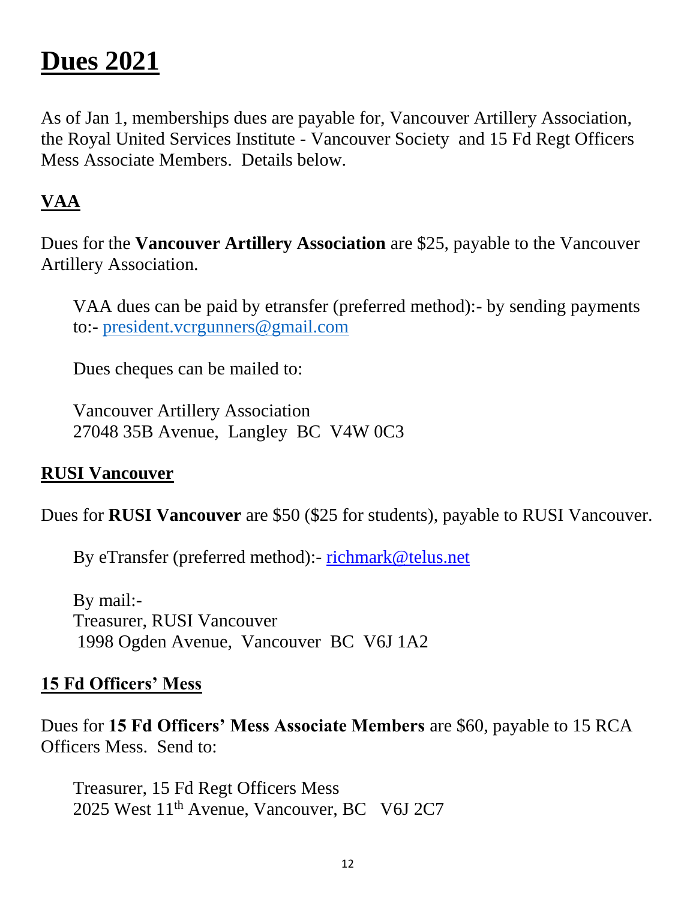# Dues 2021

As of Jan 1, memberships dues are payable for, Vancouver Artillery Association, the Royal United Services Institute - Vancouver Society and 15 Fd Regt Officers Mess Associate Members. Details below.

## VAA

Dues for the **Vancouver Artillery Association** are $25, payable to the Vancouver Artillery Association.

VAA dues can be paid by etransfer (preferred method):- by sending payments to:- president.vcrgunners@gmail.com

Dues cheques can be mailed to:

Vancouver Artillery Association
27048 35B Avenue, Langley BC V4W 0C3

## RUSI Vancouver

Dues for **RUSI Vancouver** are $50 ($25 for students), payable to RUSI Vancouver.

By eTransfer (preferred method):- richmark@telus.net

By mail:-
Treasurer, RUSI Vancouver
1998 Ogden Avenue, Vancouver BC V6J 1A2

## 15 Fd Officers' Mess

Dues for **15 Fd Officers' Mess Associate Members** are $60, payable to 15 RCA Officers Mess. Send to:

Treasurer, 15 Fd Regt Officers Mess
2025 West 11th Avenue, Vancouver, BC V6J 2C7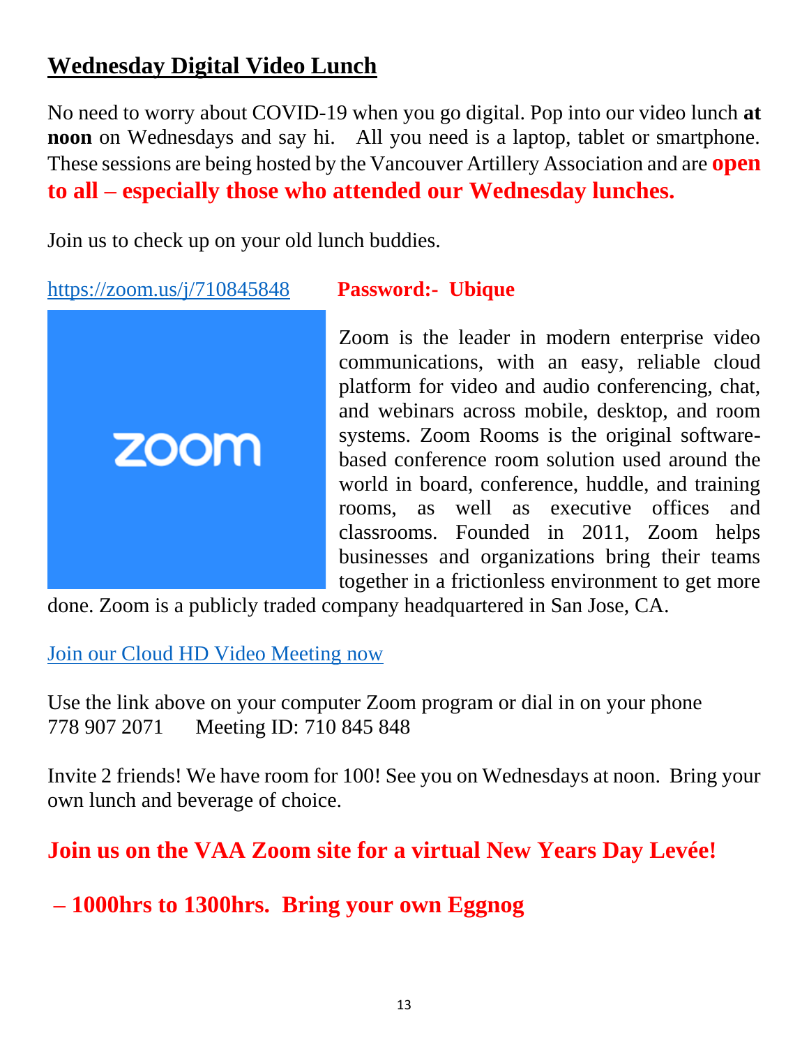## Wednesday Digital Video Lunch

No need to worry about COVID-19 when you go digital. Pop into our video lunch **at noon** on Wednesdays and say hi. All you need is a laptop, tablet or smartphone. These sessions are being hosted by the Vancouver Artillery Association and are **open to all – especially those who attended our Wednesday lunches.**

Join us to check up on your old lunch buddies.

https://zoom.us/j/710845848 **Password:- Ubique**

Zoom is the leader in modern enterprise video communications, with an easy, reliable cloud platform for video and audio conferencing, chat, and webinars across mobile, desktop, and room systems. Zoom Rooms is the original software-based conference room solution used around the world in board, conference, huddle, and training rooms, as well as executive offices and classrooms. Founded in 2011, Zoom helps businesses and organizations bring their teams together in a frictionless environment to get more done. Zoom is a publicly traded company headquartered in San Jose, CA.

Join our Cloud HD Video Meeting now

Use the link above on your computer Zoom program or dial in on your phone
778 907 2071 Meeting ID: 710 845 848

Invite 2 friends! We have room for 100! See you on Wednesdays at noon. Bring your own lunch and beverage of choice.

**Join us on the VAA Zoom site for a virtual New Years Day Levée!**

**– 1000hrs to 1300hrs. Bring your own Eggnog**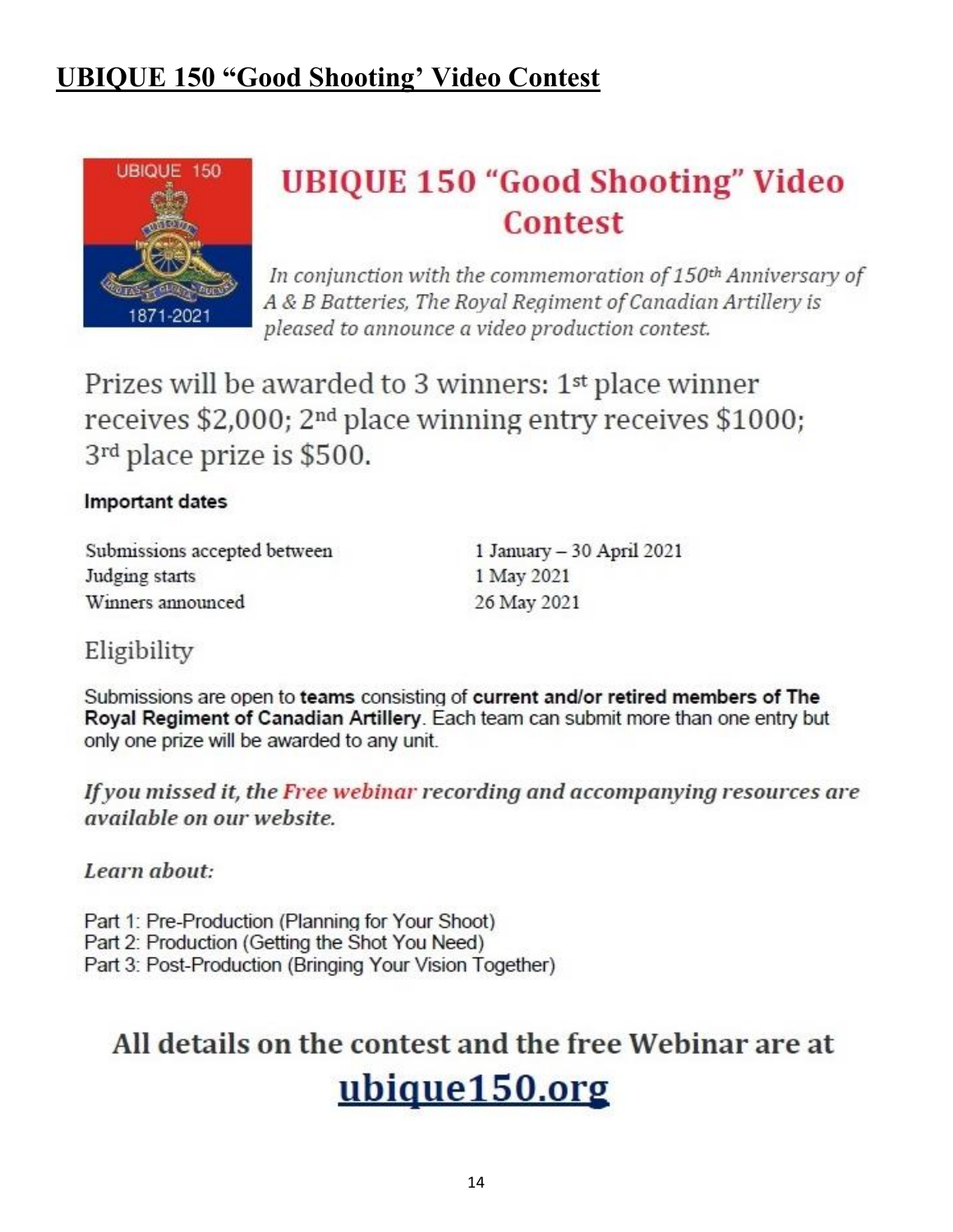# UBIQUE 150 "Good Shooting' Video Contest

UBIQUE 150

1871-2021

## UBIQUE 150 "Good Shooting" Video Contest

*In conjunction with the commemoration of 150th Anniversary of A & B Batteries, The Royal Regiment of Canadian Artillery is pleased to announce a video production contest.*

Prizes will be awarded to 3 winners: 1st place winner receives $2,000; 2nd place winning entry receives $1000; 3rd place prize is $500.

**Important dates**

| | |
|---|---|
| Submissions accepted between | 1 January – 30 April 2021 |
| Judging starts | 1 May 2021 |
| Winners announced | 26 May 2021 |

### Eligibility

Submissions are open to **teams** consisting of **current and/or retired members of The Royal Regiment of Canadian Artillery**. Each team can submit more than one entry but only one prize will be awarded to any unit.

***If you missed it, the Free webinar recording and accompanying resources are available on our website.***

***Learn about:***

Part 1: Pre-Production (Planning for Your Shoot)
Part 2: Production (Getting the Shot You Need)
Part 3: Post-Production (Bringing Your Vision Together)

**All details on the contest and the free Webinar are at**

**ubique150.org**